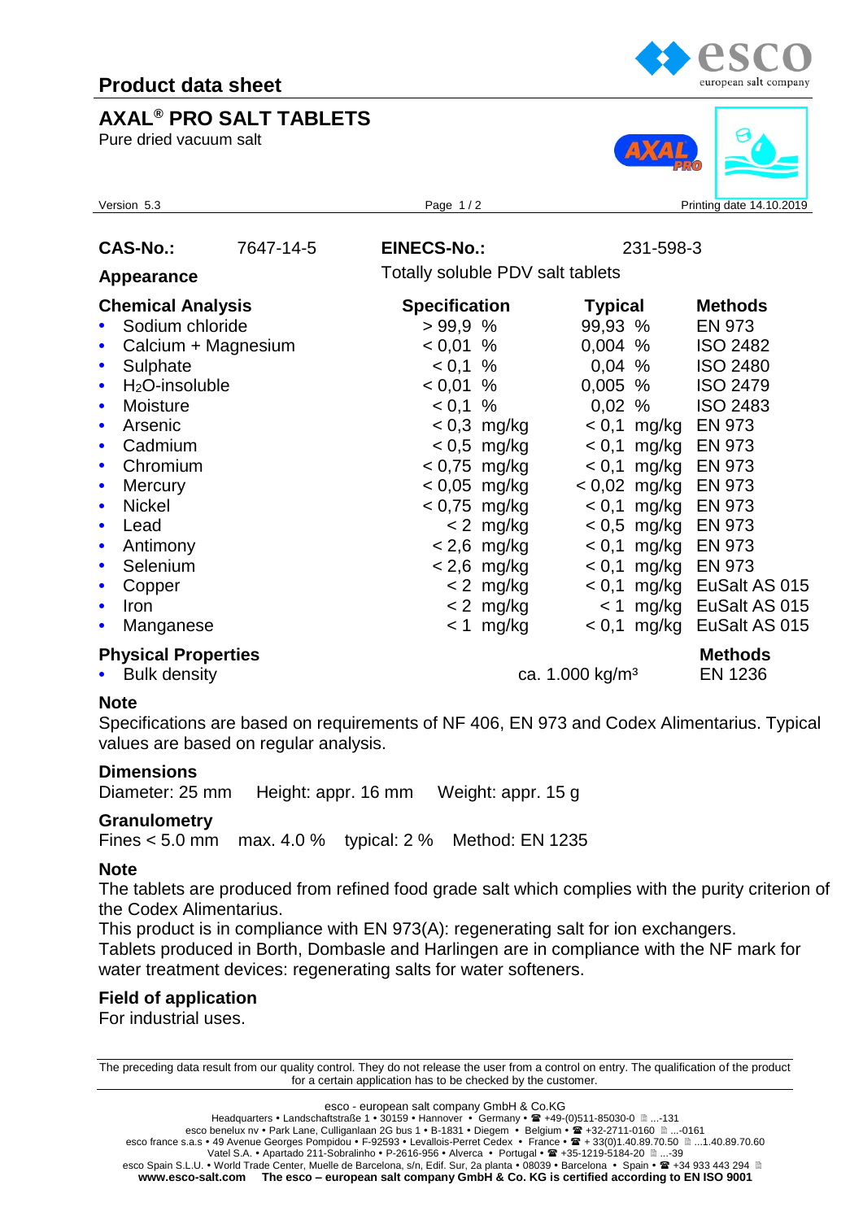## Product data sheet

# AXAL® PRO SALT TABLETS

Pure dried vacuum salt

Version 5.3 | Printing date 14.10.2019

**CAS-No.:** 7647-14-5 **EINECS-No.:** 231-598-3

**Appearance** Totally soluble PDV salt tablets

| Chemical Analysis | Specification | Typical | Methods |
|---|---|---|---|
| • Sodium chloride | > 99,9 % | 99,93 % | EN 973 |
| • Calcium + Magnesium | < 0,01 % | 0,004 % | ISO 2482 |
| • Sulphate | < 0,1 % | 0,04 % | ISO 2480 |
| • $H_2O$-insoluble | < 0,01 % | 0,005 % | ISO 2479 |
| • Moisture | < 0,1 % | 0,02 % | ISO 2483 |
| • Arsenic | < 0,3 mg/kg | < 0,1 mg/kg | EN 973 |
| • Cadmium | < 0,5 mg/kg | < 0,1 mg/kg | EN 973 |
| • Chromium | < 0,75 mg/kg | < 0,1 mg/kg | EN 973 |
| • Mercury | < 0,05 mg/kg | < 0,02 mg/kg | EN 973 |
| • Nickel | < 0,75 mg/kg | < 0,1 mg/kg | EN 973 |
| • Lead | < 2 mg/kg | < 0,5 mg/kg | EN 973 |
| • Antimony | < 2,6 mg/kg | < 0,1 mg/kg | EN 973 |
| • Selenium | < 2,6 mg/kg | < 0,1 mg/kg | EN 973 |
| • Copper | < 2 mg/kg | < 0,1 mg/kg | EuSalt AS 015 |
| • Iron | < 2 mg/kg | < 1 mg/kg | EuSalt AS 015 |
| • Manganese | < 1 mg/kg | < 0,1 mg/kg | EuSalt AS 015 |

| Physical Properties | | Methods |
|---|---|---|
| • Bulk density | ca. 1.000 kg/m³ | EN 1236 |

### Note

Specifications are based on requirements of NF 406, EN 973 and Codex Alimentarius. Typical values are based on regular analysis.

### Dimensions

Diameter: 25 mm Height: appr. 16 mm Weight: appr. 15 g

### Granulometry

Fines < 5.0 mm max. 4.0 % typical: 2 % Method: EN 1235

### Note

The tablets are produced from refined food grade salt which complies with the purity criterion of the Codex Alimentarius.

This product is in compliance with EN 973(A): regenerating salt for ion exchangers.

Tablets produced in Borth, Dombasle and Harlingen are in compliance with the NF mark for water treatment devices: regenerating salts for water softeners.

### Field of application

For industrial uses.

The preceding data result from our quality control. They do not release the user from a control on entry. The qualification of the product for a certain application has to be checked by the customer.

esco - european salt company GmbH & Co.KG
Headquarters • Landschaftstraße 1 • 30159 • Hannover • Germany • ☎ +49-(0)511-85030-0 ...-131
esco benelux nv • Park Lane, Culliganlaan 2G bus 1 • B-1831 • Diegem • Belgium • ☎ +32-2711-0160 ...-0161
esco france s.a.s • 49 Avenue Georges Pompidou • F-92593 • Levallois-Perret Cedex • France • ☎ + 33(0)1.40.89.70.50 ...1.40.89.70.60
Vatel S.A. • Apartado 211-Sobralinho • P-2616-956 • Alverca • Portugal • ☎ +35-1219-5184-20 ...-39
esco Spain S.L.U. • World Trade Center, Muelle de Barcelona, s/n, Edif. Sur, 2a planta • 08039 • Barcelona • Spain • ☎ +34 933 443 294
**www.esco-salt.com The esco – european salt company GmbH & Co. KG is certified according to EN ISO 9001**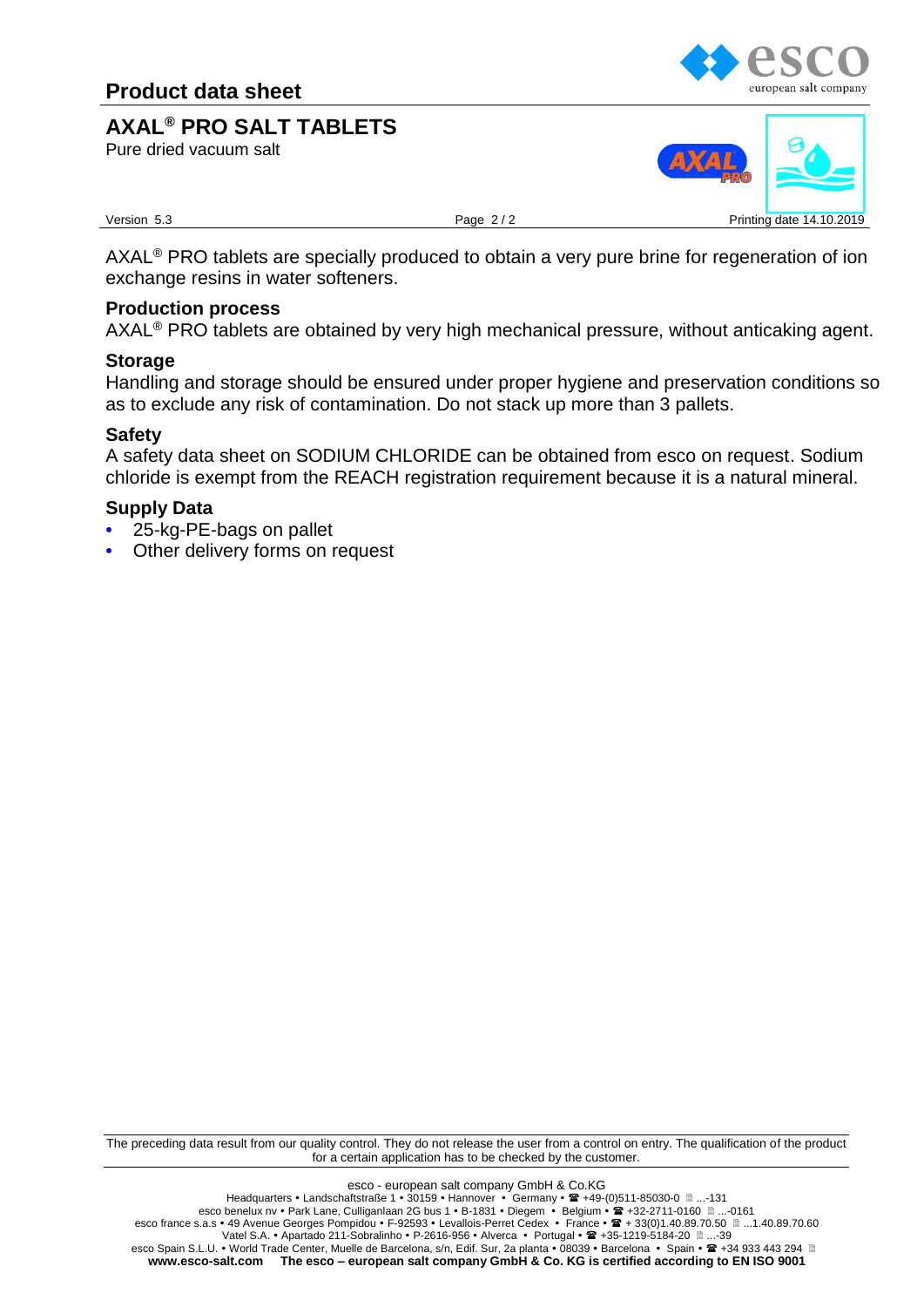AXAL® PRO tablets are specially produced to obtain a very pure brine for regeneration of ion exchange resins in water softeners.

## Production process

AXAL® PRO tablets are obtained by very high mechanical pressure, without anticaking agent.

## Storage

Handling and storage should be ensured under proper hygiene and preservation conditions so as to exclude any risk of contamination. Do not stack up more than 3 pallets.

## Safety

A safety data sheet on SODIUM CHLORIDE can be obtained from esco on request. Sodium chloride is exempt from the REACH registration requirement because it is a natural mineral.

## Supply Data

- 25-kg-PE-bags on pallet
- Other delivery forms on request

The preceding data result from our quality control. They do not release the user from a control on entry. The qualification of the product for a certain application has to be checked by the customer.

esco - european salt company GmbH & Co.KG
Headquarters • Landschaftstraße 1 • 30159 • Hannover • Germany • ☎ +49-(0)511-85030-0 ...-131
esco benelux nv • Park Lane, Culliganlaan 2G bus 1 • B-1831 • Diegem • Belgium • ☎ +32-2711-0160 ...-0161
esco france s.a.s • 49 Avenue Georges Pompidou • F-92593 • Levallois-Perret Cedex • France • ☎ + 33(0)1.40.89.70.50 ...1.40.89.70.60
Vatel S.A. • Apartado 211-Sobralinho • P-2616-956 • Alverca • Portugal • ☎ +35-1219-5184-20 ...-39
esco Spain S.L.U. • World Trade Center, Muelle de Barcelona, s/n, Edif. Sur, 2a planta • 08039 • Barcelona • Spain • ☎ +34 933 443 294
**www.esco-salt.com The esco – european salt company GmbH & Co. KG is certified according to EN ISO 9001**